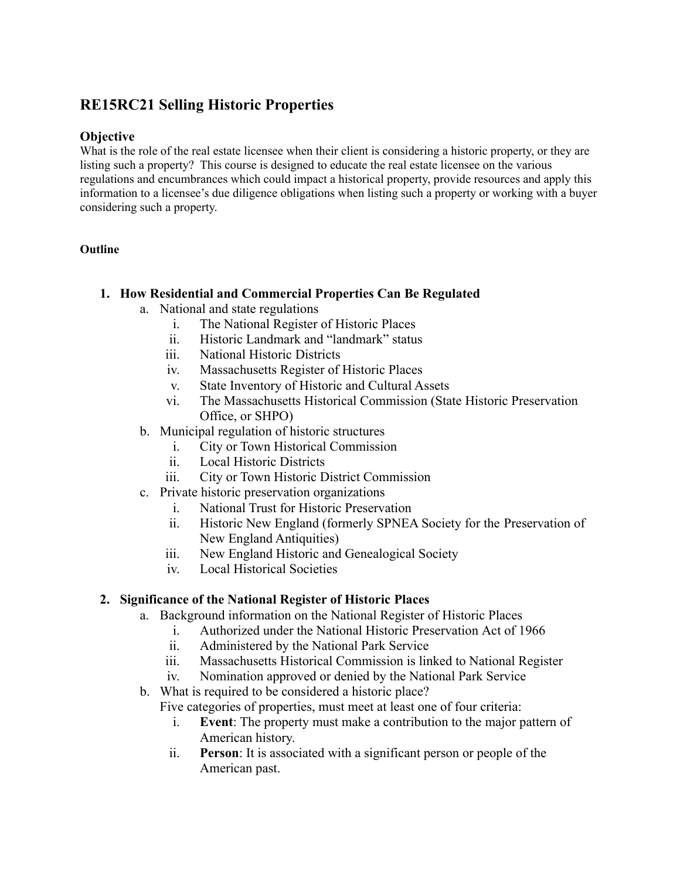# RE15RC21 Selling Historic Properties

## Objective

What is the role of the real estate licensee when their client is considering a historic property, or they are listing such a property? This course is designed to educate the real estate licensee on the various regulations and encumbrances which could impact a historical property, provide resources and apply this information to a licensee's due diligence obligations when listing such a property or working with a buyer considering such a property.

**Outline**

1. **How Residential and Commercial Properties Can Be Regulated**
   a. National and state regulations
      i. The National Register of Historic Places
      ii. Historic Landmark and "landmark" status
      iii. National Historic Districts
      iv. Massachusetts Register of Historic Places
      v. State Inventory of Historic and Cultural Assets
      vi. The Massachusetts Historical Commission (State Historic Preservation Office, or SHPO)
   b. Municipal regulation of historic structures
      i. City or Town Historical Commission
      ii. Local Historic Districts
      iii. City or Town Historic District Commission
   c. Private historic preservation organizations
      i. National Trust for Historic Preservation
      ii. Historic New England (formerly SPNEA Society for the Preservation of New England Antiquities)
      iii. New England Historic and Genealogical Society
      iv. Local Historical Societies

2. **Significance of the National Register of Historic Places**
   a. Background information on the National Register of Historic Places
      i. Authorized under the National Historic Preservation Act of 1966
      ii. Administered by the National Park Service
      iii. Massachusetts Historical Commission is linked to National Register
      iv. Nomination approved or denied by the National Park Service
   b. What is required to be considered a historic place?
      Five categories of properties, must meet at least one of four criteria:
      i. **Event**: The property must make a contribution to the major pattern of American history.
      ii. **Person**: It is associated with a significant person or people of the American past.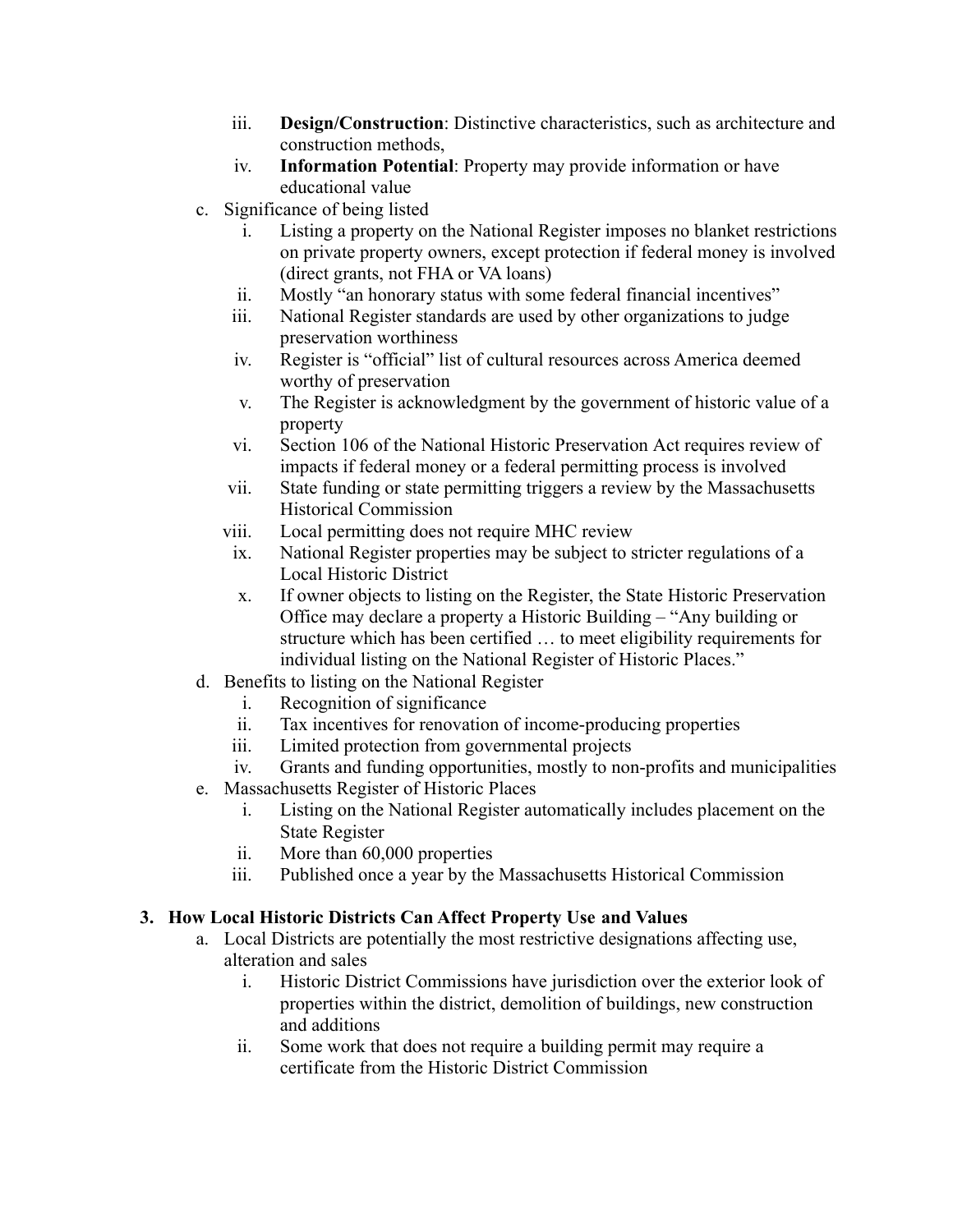iii. **Design/Construction**: Distinctive characteristics, such as architecture and construction methods,
   iv. **Information Potential**: Property may provide information or have educational value

c. Significance of being listed
   i. Listing a property on the National Register imposes no blanket restrictions on private property owners, except protection if federal money is involved (direct grants, not FHA or VA loans)
   ii. Mostly "an honorary status with some federal financial incentives"
   iii. National Register standards are used by other organizations to judge preservation worthiness
   iv. Register is "official" list of cultural resources across America deemed worthy of preservation
   v. The Register is acknowledgment by the government of historic value of a property
   vi. Section 106 of the National Historic Preservation Act requires review of impacts if federal money or a federal permitting process is involved
   vii. State funding or state permitting triggers a review by the Massachusetts Historical Commission
   viii. Local permitting does not require MHC review
   ix. National Register properties may be subject to stricter regulations of a Local Historic District
   x. If owner objects to listing on the Register, the State Historic Preservation Office may declare a property a Historic Building – "Any building or structure which has been certified … to meet eligibility requirements for individual listing on the National Register of Historic Places."

d. Benefits to listing on the National Register
   i. Recognition of significance
   ii. Tax incentives for renovation of income-producing properties
   iii. Limited protection from governmental projects
   iv. Grants and funding opportunities, mostly to non-profits and municipalities

e. Massachusetts Register of Historic Places
   i. Listing on the National Register automatically includes placement on the State Register
   ii. More than 60,000 properties
   iii. Published once a year by the Massachusetts Historical Commission

### 3. How Local Historic Districts Can Affect Property Use and Values

a. Local Districts are potentially the most restrictive designations affecting use, alteration and sales
   i. Historic District Commissions have jurisdiction over the exterior look of properties within the district, demolition of buildings, new construction and additions
   ii. Some work that does not require a building permit may require a certificate from the Historic District Commission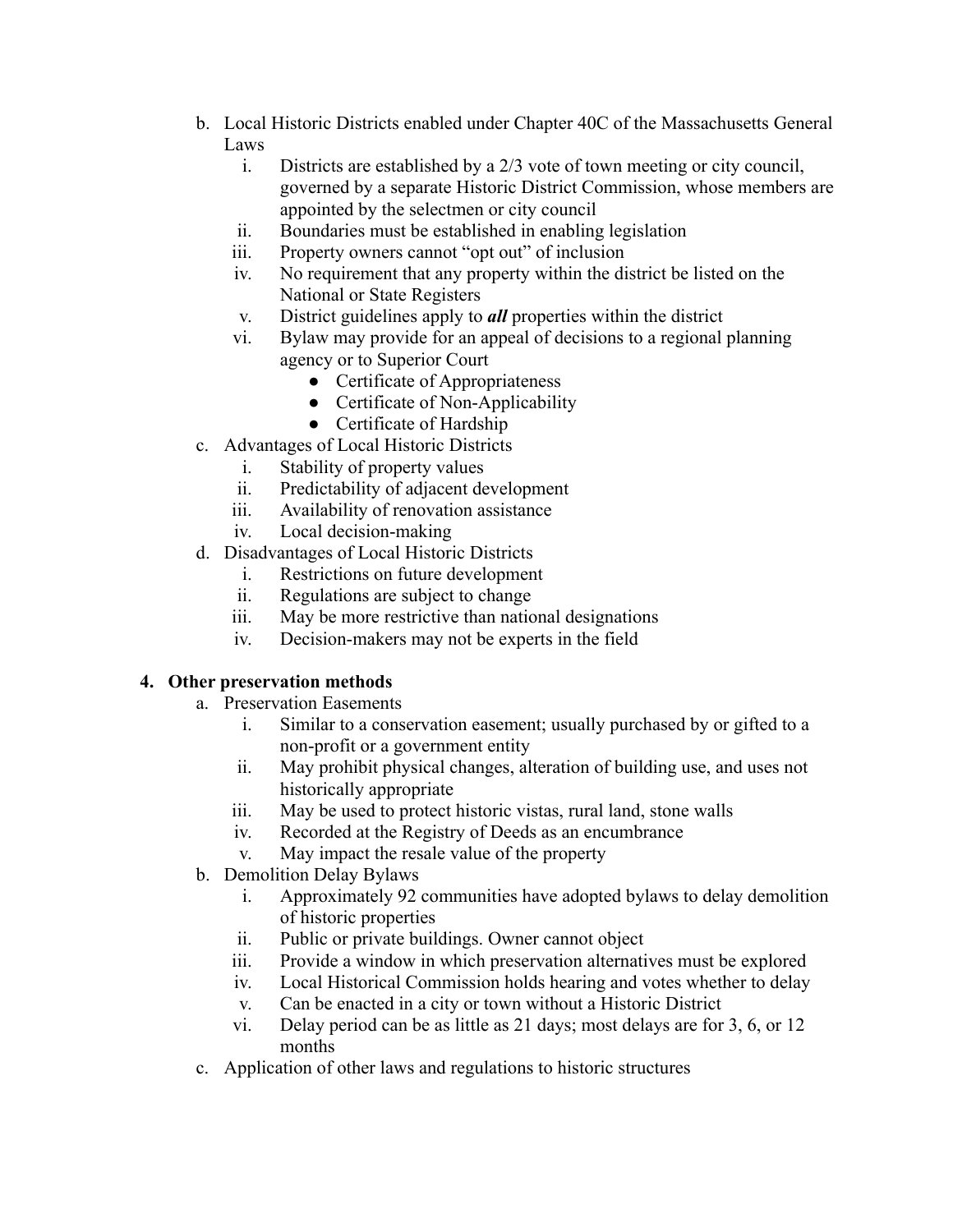b. Local Historic Districts enabled under Chapter 40C of the Massachusetts General Laws
   i. Districts are established by a 2/3 vote of town meeting or city council, governed by a separate Historic District Commission, whose members are appointed by the selectmen or city council
   ii. Boundaries must be established in enabling legislation
   iii. Property owners cannot "opt out" of inclusion
   iv. No requirement that any property within the district be listed on the National or State Registers
   v. District guidelines apply to ***all*** properties within the district
   vi. Bylaw may provide for an appeal of decisions to a regional planning agency or to Superior Court
      - Certificate of Appropriateness
      - Certificate of Non-Applicability
      - Certificate of Hardship

c. Advantages of Local Historic Districts
   i. Stability of property values
   ii. Predictability of adjacent development
   iii. Availability of renovation assistance
   iv. Local decision-making

d. Disadvantages of Local Historic Districts
   i. Restrictions on future development
   ii. Regulations are subject to change
   iii. May be more restrictive than national designations
   iv. Decision-makers may not be experts in the field

**4. Other preservation methods**

a. Preservation Easements
   i. Similar to a conservation easement; usually purchased by or gifted to a non-profit or a government entity
   ii. May prohibit physical changes, alteration of building use, and uses not historically appropriate
   iii. May be used to protect historic vistas, rural land, stone walls
   iv. Recorded at the Registry of Deeds as an encumbrance
   v. May impact the resale value of the property

b. Demolition Delay Bylaws
   i. Approximately 92 communities have adopted bylaws to delay demolition of historic properties
   ii. Public or private buildings. Owner cannot object
   iii. Provide a window in which preservation alternatives must be explored
   iv. Local Historical Commission holds hearing and votes whether to delay
   v. Can be enacted in a city or town without a Historic District
   vi. Delay period can be as little as 21 days; most delays are for 3, 6, or 12 months

c. Application of other laws and regulations to historic structures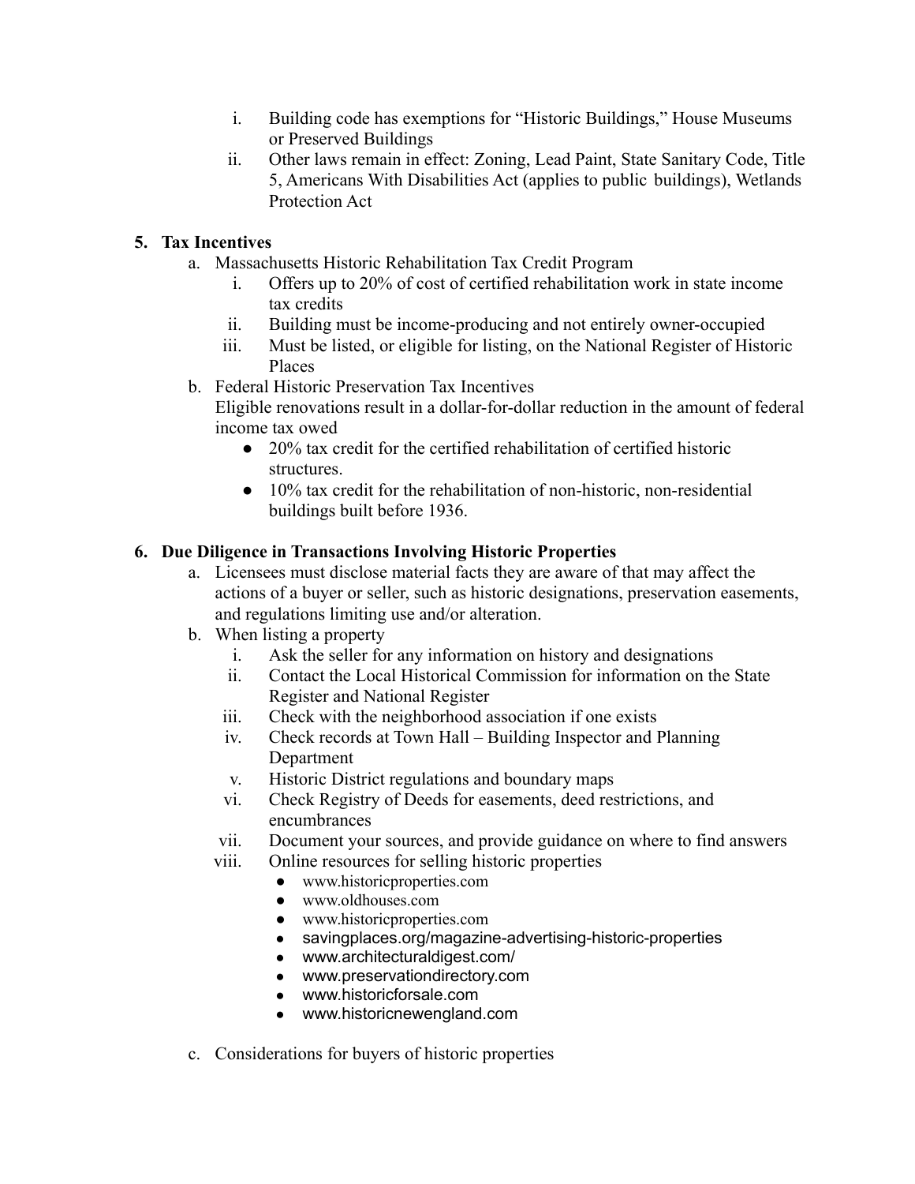i. Building code has exemptions for "Historic Buildings," House Museums or Preserved Buildings
   ii. Other laws remain in effect: Zoning, Lead Paint, State Sanitary Code, Title 5, Americans With Disabilities Act (applies to public buildings), Wetlands Protection Act

**5. Tax Incentives**

   a. Massachusetts Historic Rehabilitation Tax Credit Program
      i. Offers up to 20% of cost of certified rehabilitation work in state income tax credits
      ii. Building must be income-producing and not entirely owner-occupied
      iii. Must be listed, or eligible for listing, on the National Register of Historic Places

   b. Federal Historic Preservation Tax Incentives
      Eligible renovations result in a dollar-for-dollar reduction in the amount of federal income tax owed
      - 20% tax credit for the certified rehabilitation of certified historic structures.
      - 10% tax credit for the rehabilitation of non-historic, non-residential buildings built before 1936.

**6. Due Diligence in Transactions Involving Historic Properties**

   a. Licensees must disclose material facts they are aware of that may affect the actions of a buyer or seller, such as historic designations, preservation easements, and regulations limiting use and/or alteration.

   b. When listing a property
      i. Ask the seller for any information on history and designations
      ii. Contact the Local Historical Commission for information on the State Register and National Register
      iii. Check with the neighborhood association if one exists
      iv. Check records at Town Hall – Building Inspector and Planning Department
      v. Historic District regulations and boundary maps
      vi. Check Registry of Deeds for easements, deed restrictions, and encumbrances
      vii. Document your sources, and provide guidance on where to find answers
      viii. Online resources for selling historic properties
         - www.historicproperties.com
         - www.oldhouses.com
         - www.historicproperties.com
         - savingplaces.org/magazine-advertising-historic-properties
         - www.architecturaldigest.com/
         - www.preservationdirectory.com
         - www.historicforsale.com
         - www.historicnewengland.com

   c. Considerations for buyers of historic properties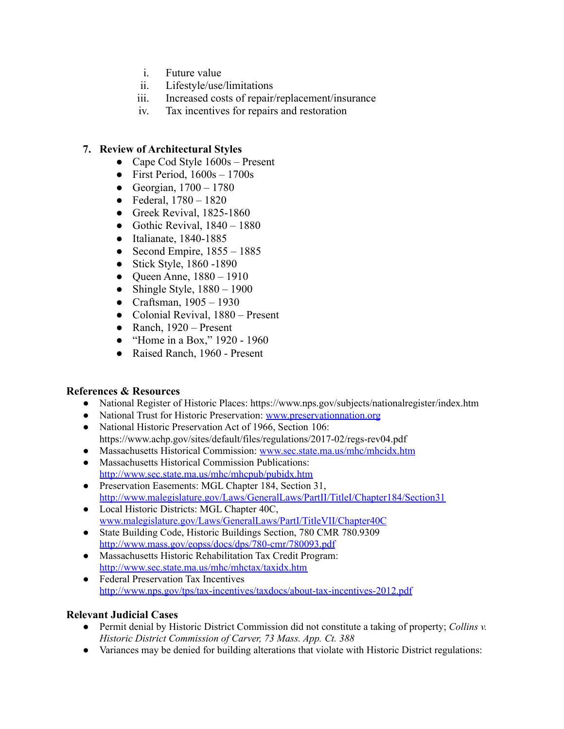i. Future value
   ii. Lifestyle/use/limitations
   iii. Increased costs of repair/replacement/insurance
   iv. Tax incentives for repairs and restoration

7. **Review of Architectural Styles**
   - Cape Cod Style 1600s – Present
   - First Period, 1600s – 1700s
   - Georgian, 1700 – 1780
   - Federal, 1780 – 1820
   - Greek Revival, 1825-1860
   - Gothic Revival, 1840 – 1880
   - Italianate, 1840-1885
   - Second Empire, 1855 – 1885
   - Stick Style, 1860 -1890
   - Queen Anne, 1880 – 1910
   - Shingle Style, 1880 – 1900
   - Craftsman, 1905 – 1930
   - Colonial Revival, 1880 – Present
   - Ranch, 1920 – Present
   - "Home in a Box," 1920 - 1960
   - Raised Ranch, 1960 - Present

**References & Resources**

- National Register of Historic Places: https://www.nps.gov/subjects/nationalregister/index.htm
- National Trust for Historic Preservation: www.preservationnation.org
- National Historic Preservation Act of 1966, Section 106: https://www.achp.gov/sites/default/files/regulations/2017-02/regs-rev04.pdf
- Massachusetts Historical Commission: www.sec.state.ma.us/mhc/mhcidx.htm
- Massachusetts Historical Commission Publications: http://www.sec.state.ma.us/mhc/mhcpub/pubidx.htm
- Preservation Easements: MGL Chapter 184, Section 31, http://www.malegislature.gov/Laws/GeneralLaws/PartII/TitleI/Chapter184/Section31
- Local Historic Districts: MGL Chapter 40C, www.malegislature.gov/Laws/GeneralLaws/PartI/TitleVII/Chapter40C
- State Building Code, Historic Buildings Section, 780 CMR 780.9309 http://www.mass.gov/eopss/docs/dps/780-cmr/780093.pdf
- Massachusetts Historic Rehabilitation Tax Credit Program: http://www.sec.state.ma.us/mhc/mhctax/taxidx.htm
- Federal Preservation Tax Incentives http://www.nps.gov/tps/tax-incentives/taxdocs/about-tax-incentives-2012.pdf

**Relevant Judicial Cases**

- Permit denial by Historic District Commission did not constitute a taking of property; *Collins v. Historic District Commission of Carver, 73 Mass. App. Ct. 388*
- Variances may be denied for building alterations that violate with Historic District regulations: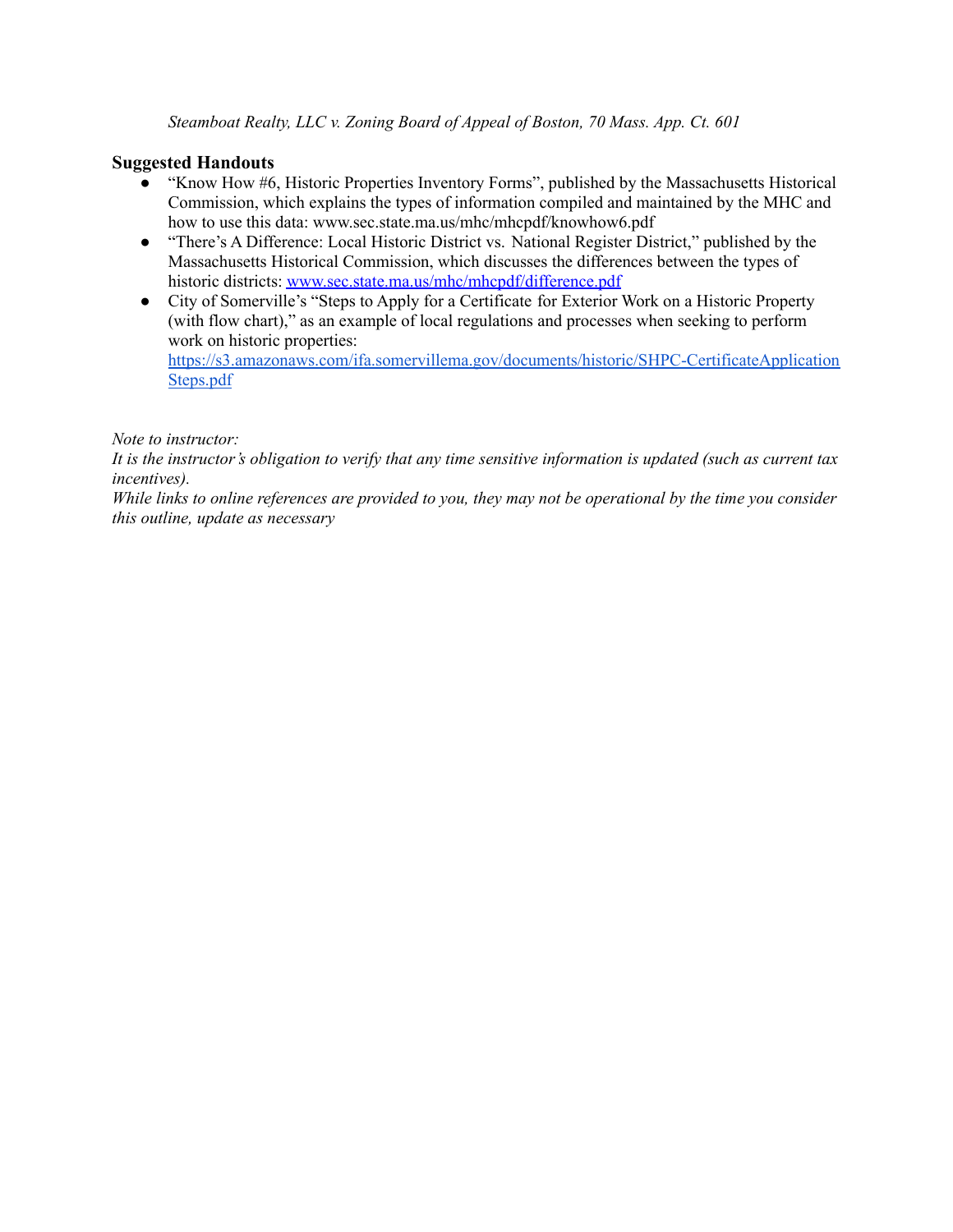*Steamboat Realty, LLC v. Zoning Board of Appeal of Boston, 70 Mass. App. Ct. 601*

### Suggested Handouts

- "Know How #6, Historic Properties Inventory Forms", published by the Massachusetts Historical Commission, which explains the types of information compiled and maintained by the MHC and how to use this data: www.sec.state.ma.us/mhc/mhcpdf/knowhow6.pdf
- "There's A Difference: Local Historic District vs. National Register District," published by the Massachusetts Historical Commission, which discusses the differences between the types of historic districts: [www.sec.state.ma.us/mhc/mhcpdf/difference.pdf](www.sec.state.ma.us/mhc/mhcpdf/difference.pdf)
- City of Somerville's "Steps to Apply for a Certificate for Exterior Work on a Historic Property (with flow chart)," as an example of local regulations and processes when seeking to perform work on historic properties: [https://s3.amazonaws.com/ifa.somervillema.gov/documents/historic/SHPC-CertificateApplicationSteps.pdf](https://s3.amazonaws.com/ifa.somervillema.gov/documents/historic/SHPC-CertificateApplicationSteps.pdf)

*Note to instructor:*
*It is the instructor's obligation to verify that any time sensitive information is updated (such as current tax incentives).*
*While links to online references are provided to you, they may not be operational by the time you consider this outline, update as necessary*